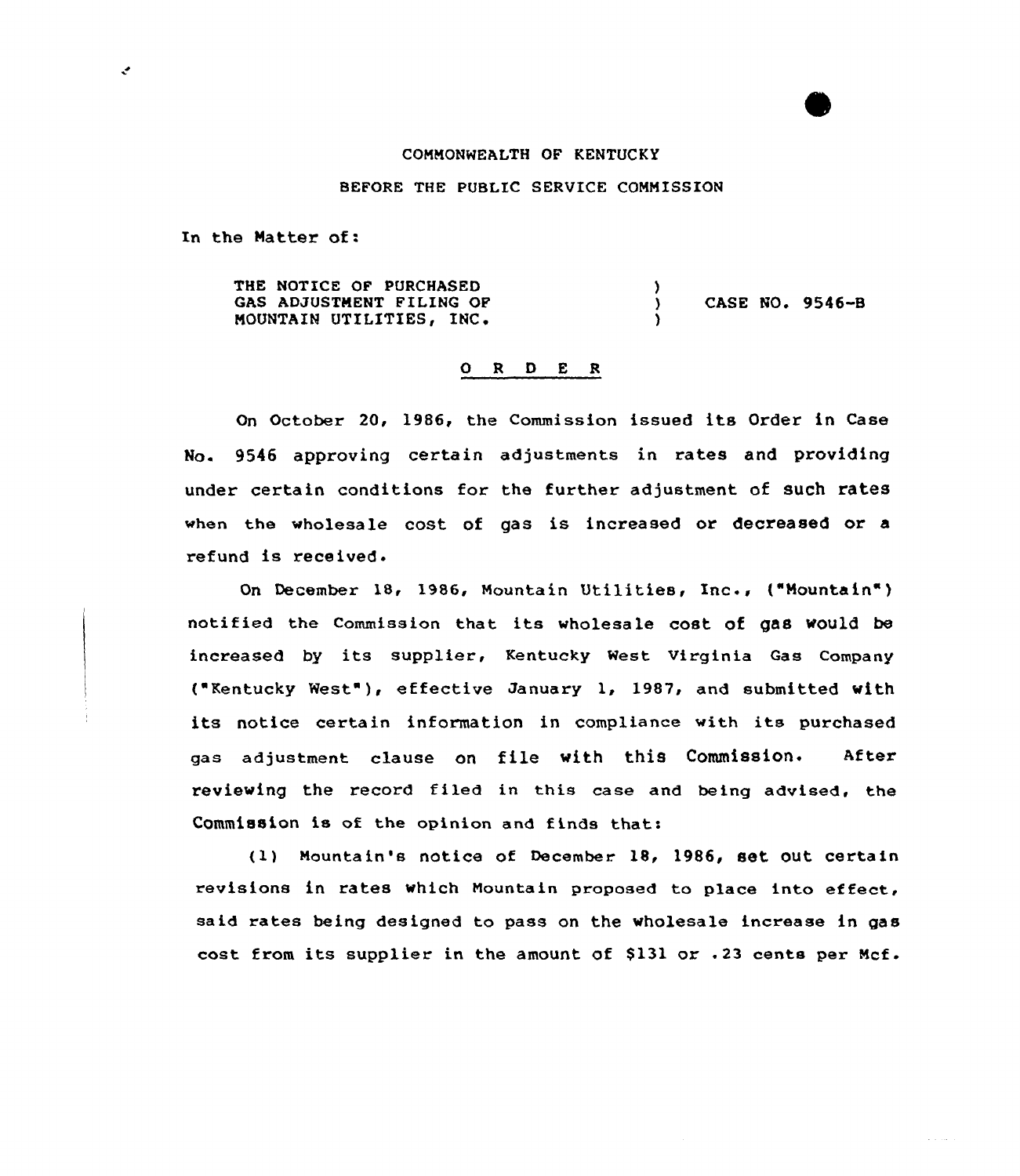COMMONWEALTH OF KENTUCKY

BEFORE THE PUBLIC SERVICE COMMISSION

In the Matter of:

| | | |
|---|---|---|
| THE NOTICE OF PURCHASED GAS ADJUSTMENT FILING OF MOUNTAIN UTILITIES, INC. | ) ) ) | CASE NO. 9546-B |

## O R D E R

On October 20, 1986, the Commission issued its Order in Case No. 9546 approving certain adjustments in rates and providing under certain conditions for the further adjustment of such rates when the wholesale cost of gas is increased or decreased or a refund is received.

On December 18, 1986, Mountain Utilities, Inc., ("Mountain") notified the Commission that its wholesale cost of gas would be increased by its supplier, Kentucky West Virginia Gas Company ("Kentucky West"), effective January 1, 1987, and submitted with its notice certain information in compliance with its purchased gas adjustment clause on file with this Commission. After reviewing the record filed in this case and being advised, the Commission is of the opinion and finds that:

(1) Mountain's notice of December 18, 1986, set out certain revisions in rates which Mountain proposed to place into effect, said rates being designed to pass on the wholesale increase in gas cost from its supplier in the amount of $131 or .23 cents per Mcf.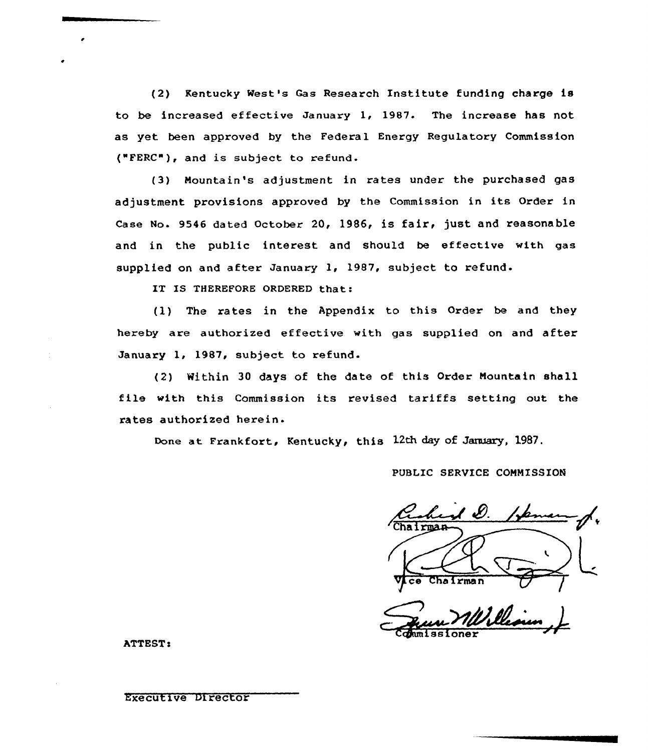(2) Kentucky West's Gas Research Institute funding charge is to be increased effective January 1, 1987. The increase has not as yet been approved by the Federal Energy Regulatory Commission ("FERC"), and is subject to refund.

(3) Mountain's adjustment in rates under the purchased gas adjustment provisions approved by the Commission in its Order in Case No. 9546 dated October 20, 1986, is fair, just and reasonable and in the public interest and should be effective with gas supplied on and after January 1, 1987, subject to refund.

IT IS THEREFORE ORDERED that:

(1) The rates in the Appendix to this Order be and they hereby are authorized effective with gas supplied on and after January 1, 1987, subject to refund.

(2) Within 30 days of the date of this Order Mountain shall file with this Commission its revised tariffs setting out the rates authorized herein.

Done at Frankfort, Kentucky, this 12th day of January, 1987.

PUBLIC SERVICE COMMISSION

Chairman

Vice Chairman

Commissioner

ATTEST:

Executive Director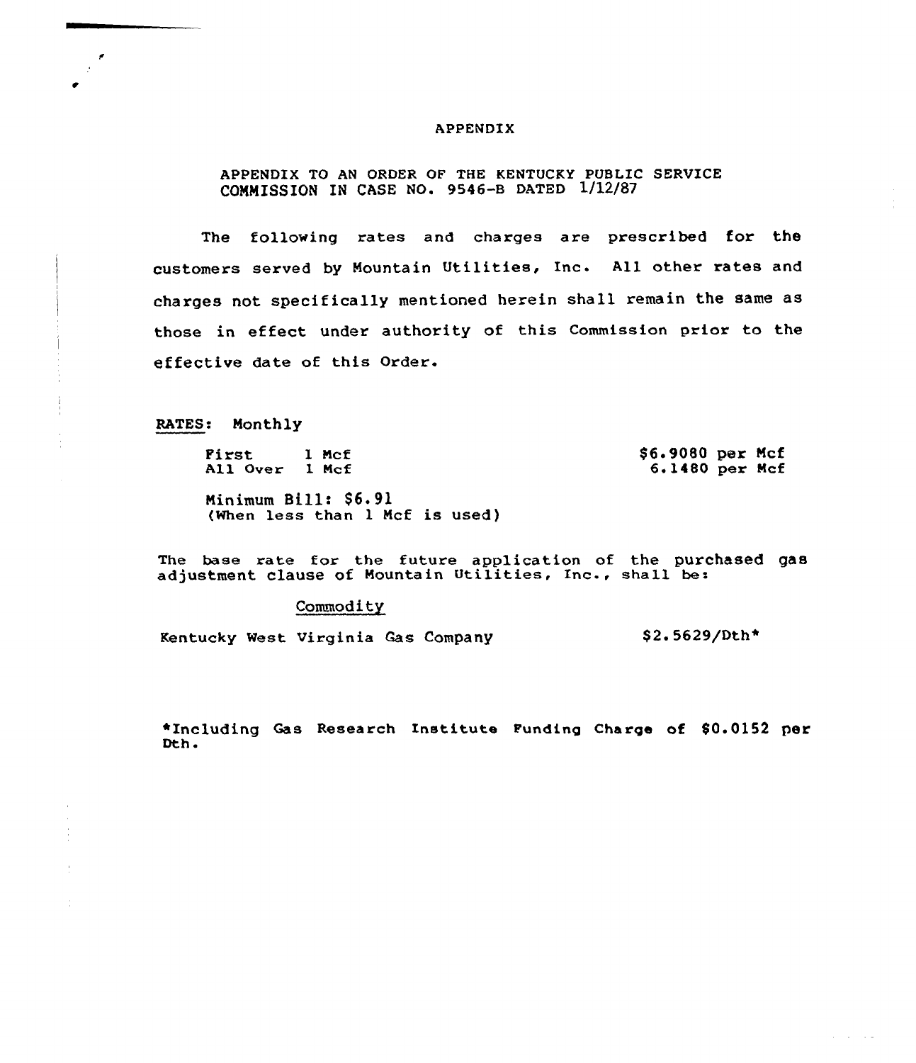# APPENDIX

APPENDIX TO AN ORDER OF THE KENTUCKY PUBLIC SERVICE COMMISSION IN CASE NO. 9546-B DATED 1/12/87

The following rates and charges are prescribed for the customers served by Mountain Utilities, Inc. All other rates and charges not specifically mentioned herein shall remain the same as those in effect under authority of this Commission prior to the effective date of this Order.

RATES: Monthly

| | | |
|---|---|---|
| First | 1 Mcf | $6.9080 per Mcf |
| All Over | 1 Mcf | 6.1480 per Mcf |

Minimum Bill: $6.91
(When less than 1 Mcf is used)

The base rate for the future application of the purchased gas adjustment clause of Mountain Utilities, Inc., shall be:

Commodity

Kentucky West Virginia Gas Company $2.5629/Dth*

*Including Gas Research Institute Funding Charge of $0.0152 per Dth.